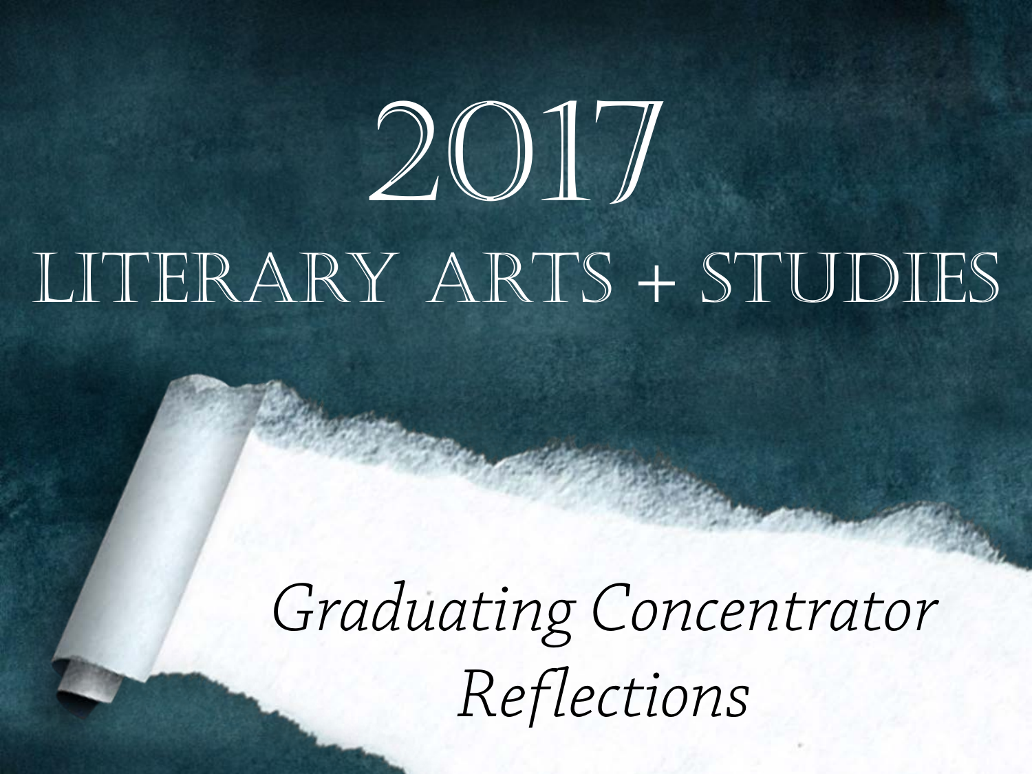# 2017

# Literary Arts + Studies

*Graduating Concentrator Reflections*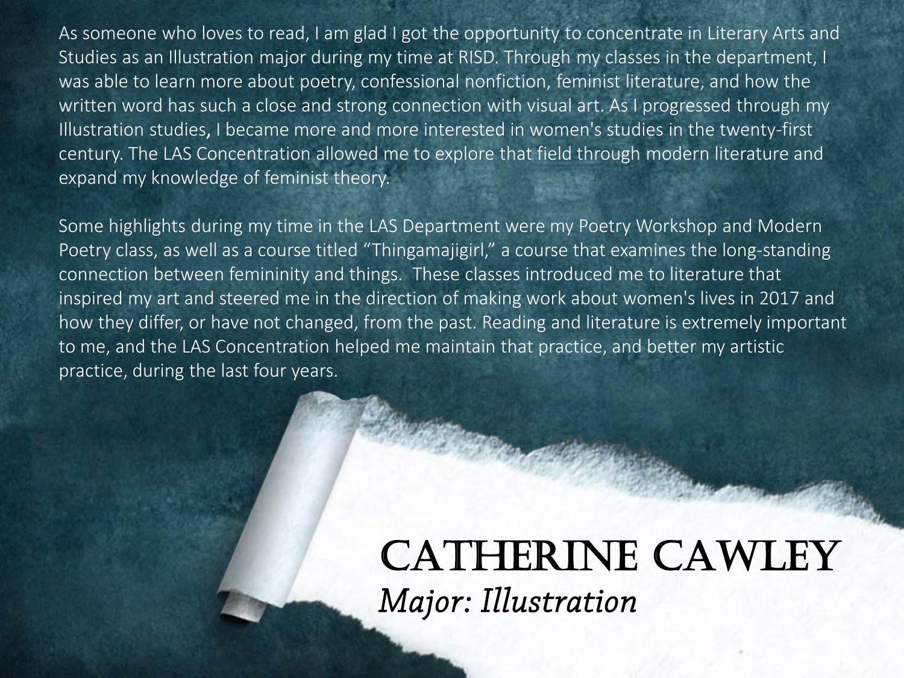As someone who loves to read, I am glad I got the opportunity to concentrate in Literary Arts and Studies as an Illustration major during my time at RISD. Through my classes in the department, I was able to learn more about poetry, confessional nonfiction, feminist literature, and how the written word has such a close and strong connection with visual art. As I progressed through my Illustration studies, I became more and more interested in women's studies in the twenty-first century. The LAS Concentration allowed me to explore that field through modern literature and expand my knowledge of feminist theory.

Some highlights during my time in the LAS Department were my Poetry Workshop and Modern Poetry class, as well as a course titled “Thingamajigirl,” a course that examines the long-standing connection between femininity and things. These classes introduced me to literature that inspired my art and steered me in the direction of making work about women's lives in 2017 and how they differ, or have not changed, from the past. Reading and literature is extremely important to me, and the LAS Concentration helped me maintain that practice, and better my artistic practice, during the last four years.

# Catherine Cawley

*Major: Illustration*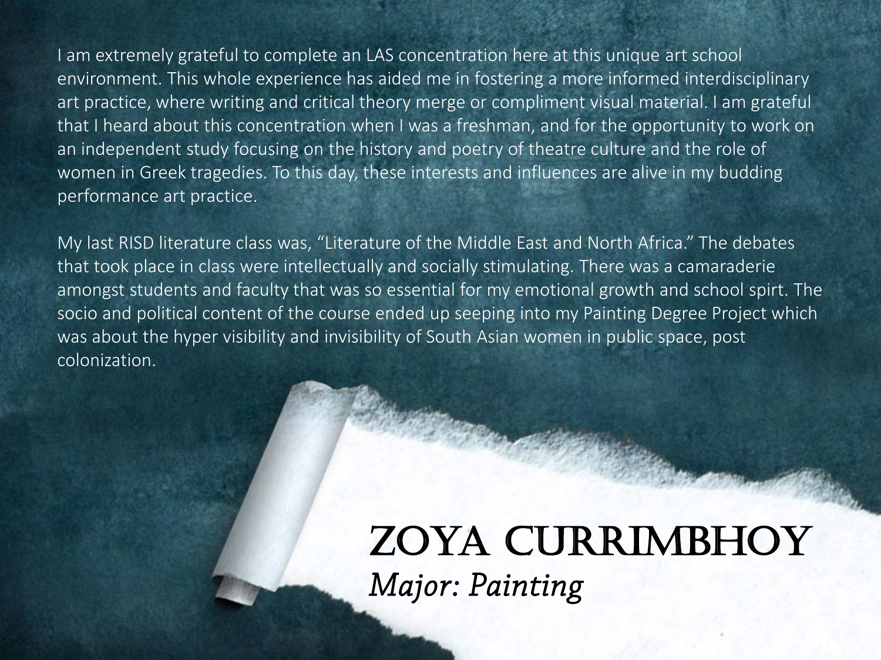I am extremely grateful to complete an LAS concentration here at this unique art school environment. This whole experience has aided me in fostering a more informed interdisciplinary art practice, where writing and critical theory merge or compliment visual material. I am grateful that I heard about this concentration when I was a freshman, and for the opportunity to work on an independent study focusing on the history and poetry of theatre culture and the role of women in Greek tragedies. To this day, these interests and influences are alive in my budding performance art practice.

My last RISD literature class was, "Literature of the Middle East and North Africa." The debates that took place in class were intellectually and socially stimulating. There was a camaraderie amongst students and faculty that was so essential for my emotional growth and school spirt. The socio and political content of the course ended up seeping into my Painting Degree Project which was about the hyper visibility and invisibility of South Asian women in public space, post colonization.

# Zoya Currimbhoy

*Major: Painting*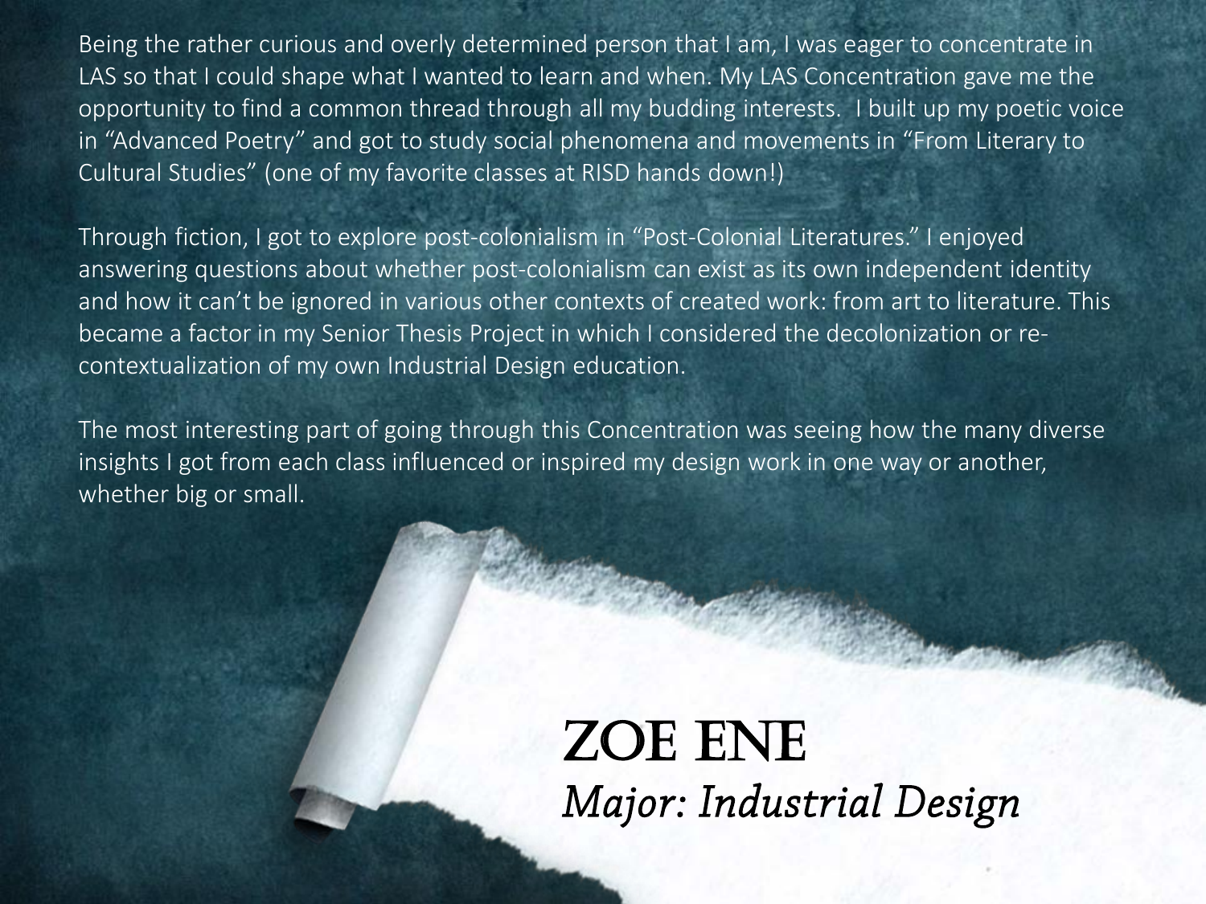Being the rather curious and overly determined person that I am, I was eager to concentrate in LAS so that I could shape what I wanted to learn and when. My LAS Concentration gave me the opportunity to find a common thread through all my budding interests. I built up my poetic voice in "Advanced Poetry" and got to study social phenomena and movements in "From Literary to Cultural Studies" (one of my favorite classes at RISD hands down!)

Through fiction, I got to explore post-colonialism in "Post-Colonial Literatures." I enjoyed answering questions about whether post-colonialism can exist as its own independent identity and how it can't be ignored in various other contexts of created work: from art to literature. This became a factor in my Senior Thesis Project in which I considered the decolonization or re-contextualization of my own Industrial Design education.

The most interesting part of going through this Concentration was seeing how the many diverse insights I got from each class influenced or inspired my design work in one way or another, whether big or small.

## ZOE ENE

*Major: Industrial Design*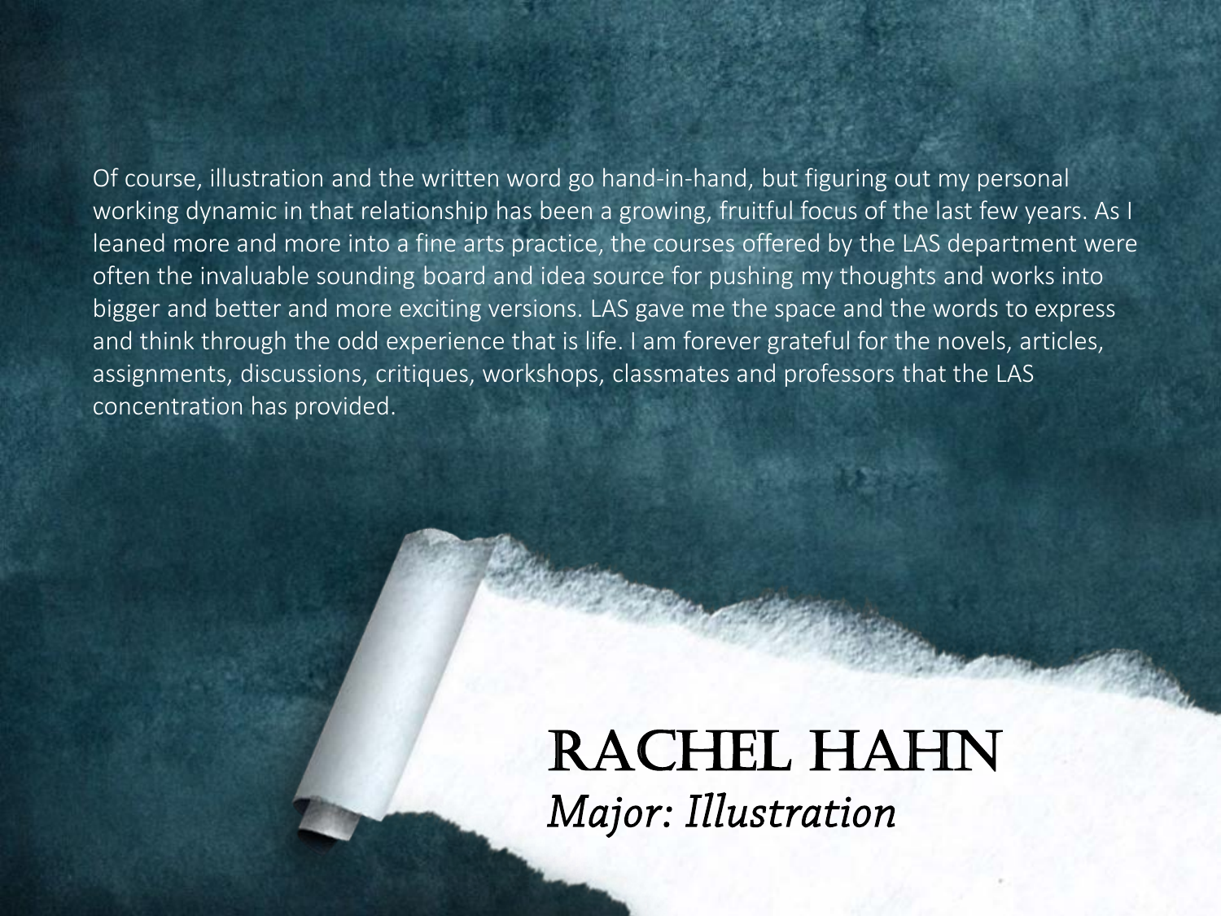Of course, illustration and the written word go hand-in-hand, but figuring out my personal working dynamic in that relationship has been a growing, fruitful focus of the last few years. As I leaned more and more into a fine arts practice, the courses offered by the LAS department were often the invaluable sounding board and idea source for pushing my thoughts and works into bigger and better and more exciting versions. LAS gave me the space and the words to express and think through the odd experience that is life. I am forever grateful for the novels, articles, assignments, discussions, critiques, workshops, classmates and professors that the LAS concentration has provided.

## RACHEL HAHN

*Major: Illustration*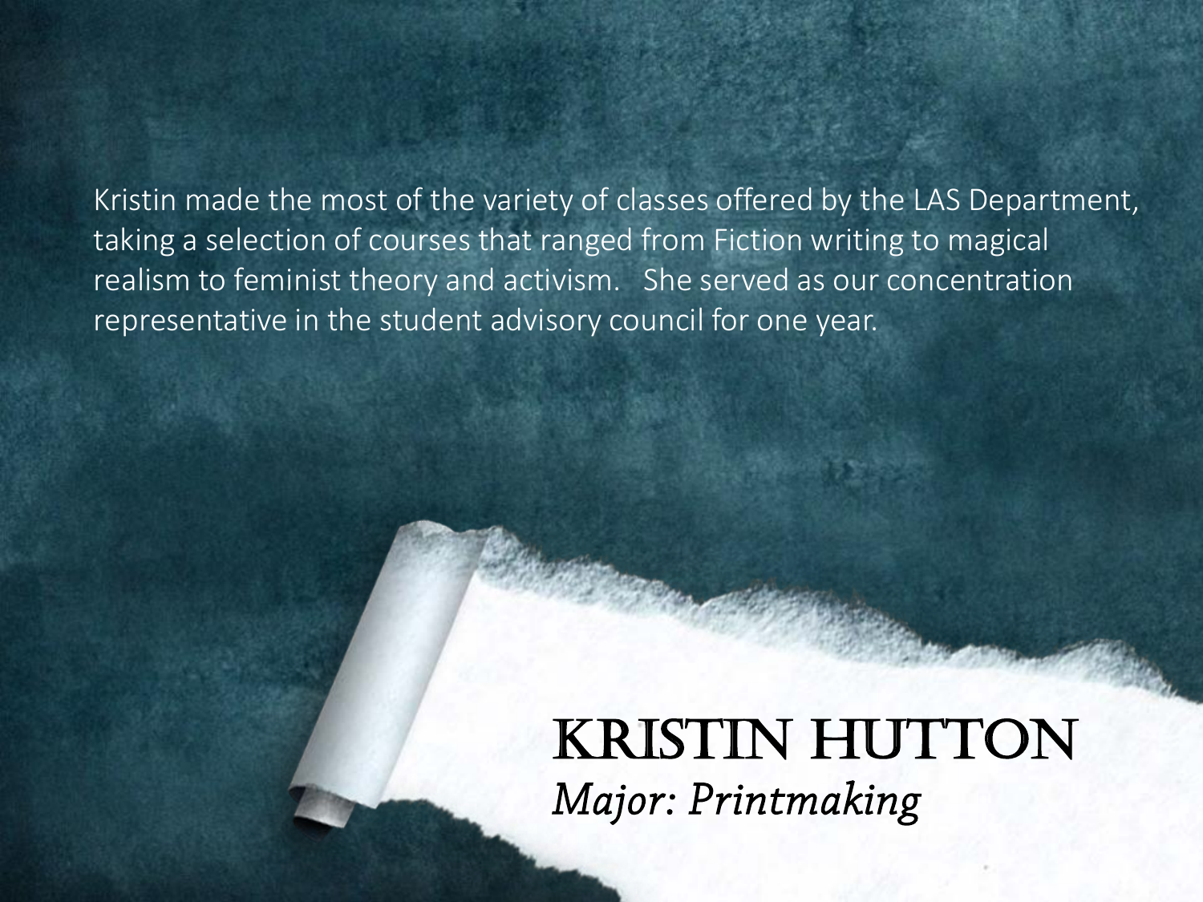Kristin made the most of the variety of classes offered by the LAS Department, taking a selection of courses that ranged from Fiction writing to magical realism to feminist theory and activism. She served as our concentration representative in the student advisory council for one year.

# Kristin Hutton

*Major: Printmaking*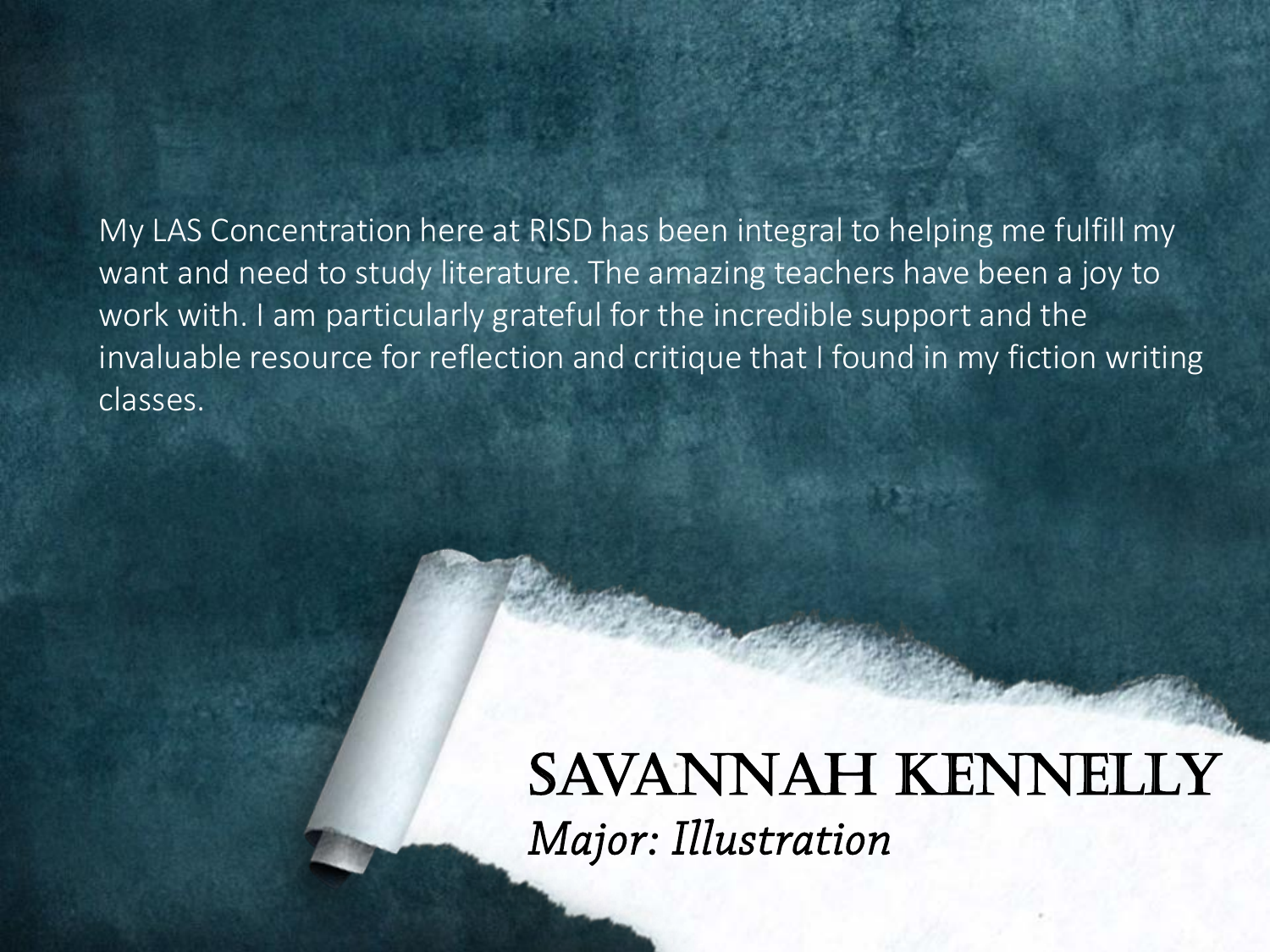My LAS Concentration here at RISD has been integral to helping me fulfill my want and need to study literature. The amazing teachers have been a joy to work with. I am particularly grateful for the incredible support and the invaluable resource for reflection and critique that I found in my fiction writing classes.

## SAVANNAH KENNELLY

*Major: Illustration*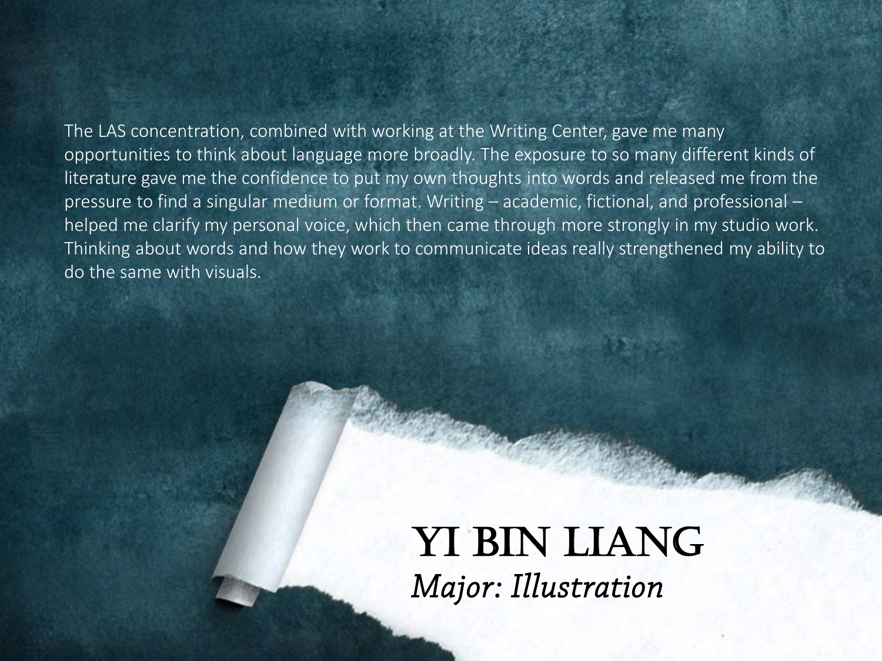The LAS concentration, combined with working at the Writing Center, gave me many opportunities to think about language more broadly. The exposure to so many different kinds of literature gave me the confidence to put my own thoughts into words and released me from the pressure to find a singular medium or format. Writing – academic, fictional, and professional – helped me clarify my personal voice, which then came through more strongly in my studio work. Thinking about words and how they work to communicate ideas really strengthened my ability to do the same with visuals.

## YI BIN LIANG

*Major: Illustration*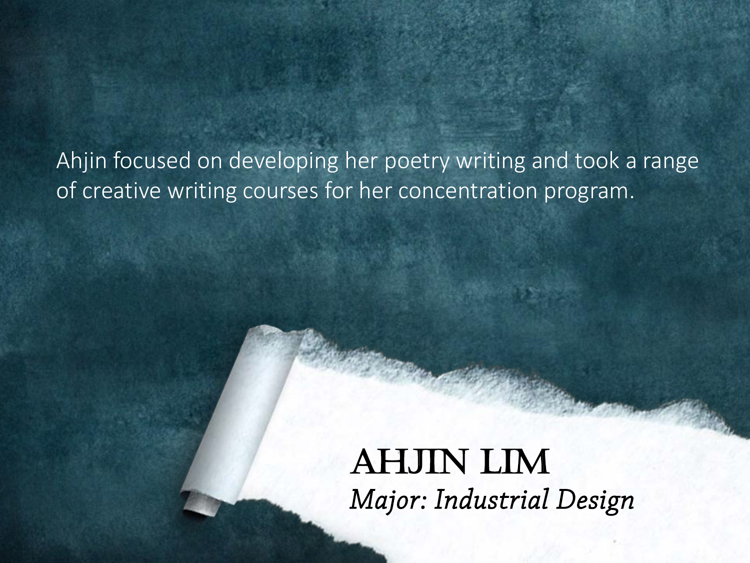Ahjin focused on developing her poetry writing and took a range of creative writing courses for her concentration program.

# AHJIN LIM

*Major: Industrial Design*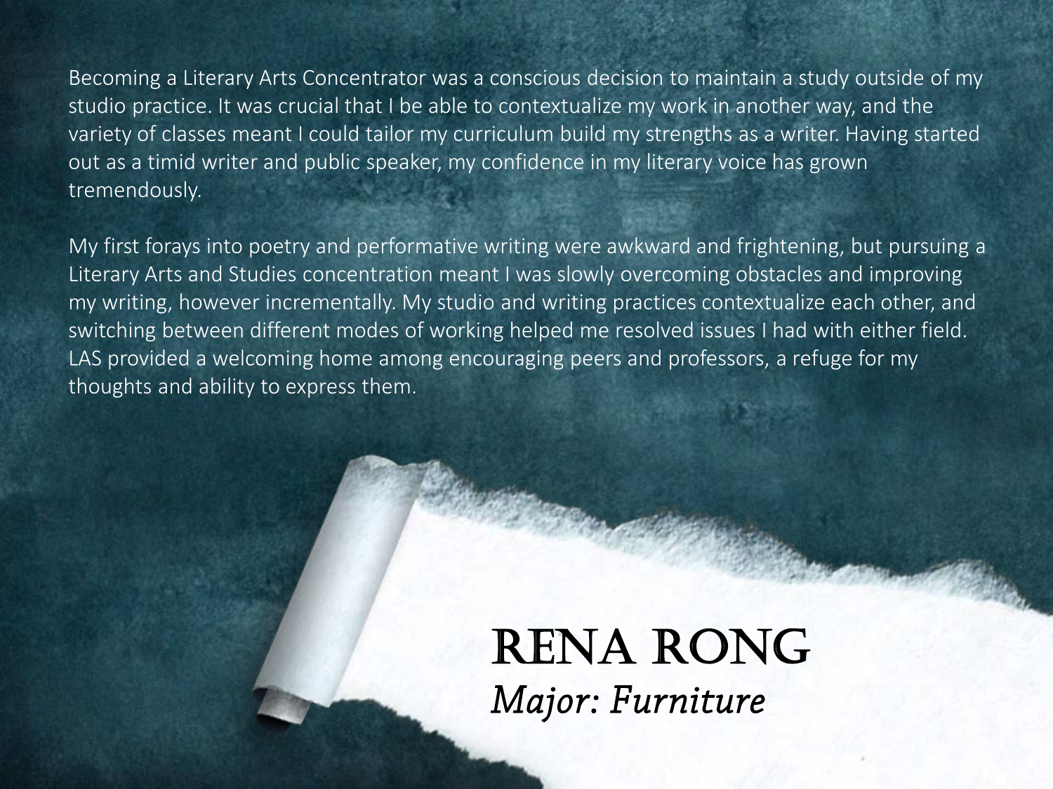Becoming a Literary Arts Concentrator was a conscious decision to maintain a study outside of my studio practice. It was crucial that I be able to contextualize my work in another way, and the variety of classes meant I could tailor my curriculum build my strengths as a writer. Having started out as a timid writer and public speaker, my confidence in my literary voice has grown tremendously.

My first forays into poetry and performative writing were awkward and frightening, but pursuing a Literary Arts and Studies concentration meant I was slowly overcoming obstacles and improving my writing, however incrementally. My studio and writing practices contextualize each other, and switching between different modes of working helped me resolved issues I had with either field. LAS provided a welcoming home among encouraging peers and professors, a refuge for my thoughts and ability to express them.

# RENA RONG

*Major: Furniture*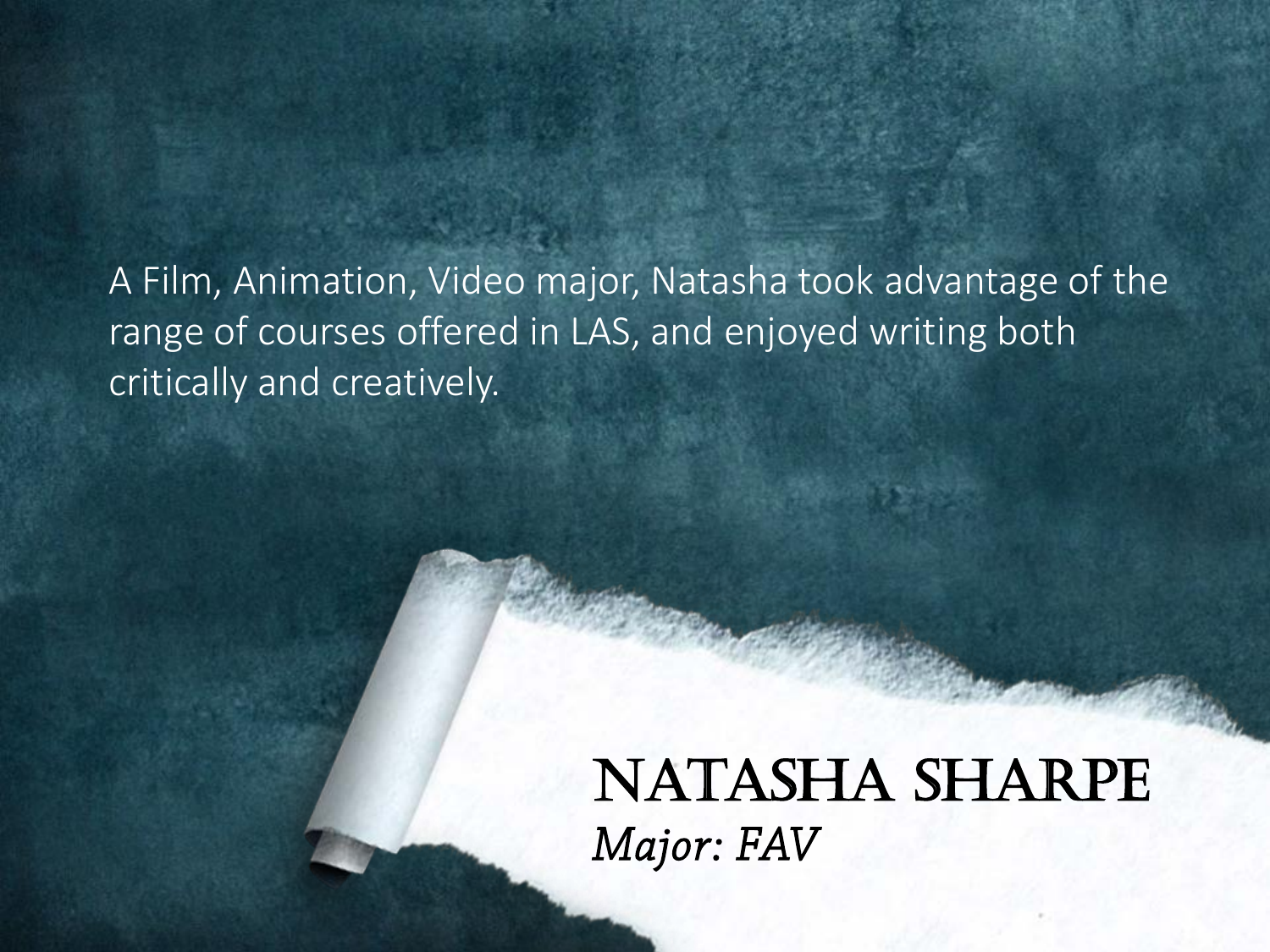A Film, Animation, Video major, Natasha took advantage of the range of courses offered in LAS, and enjoyed writing both critically and creatively.

# NATASHA SHARPE

*Major: FAV*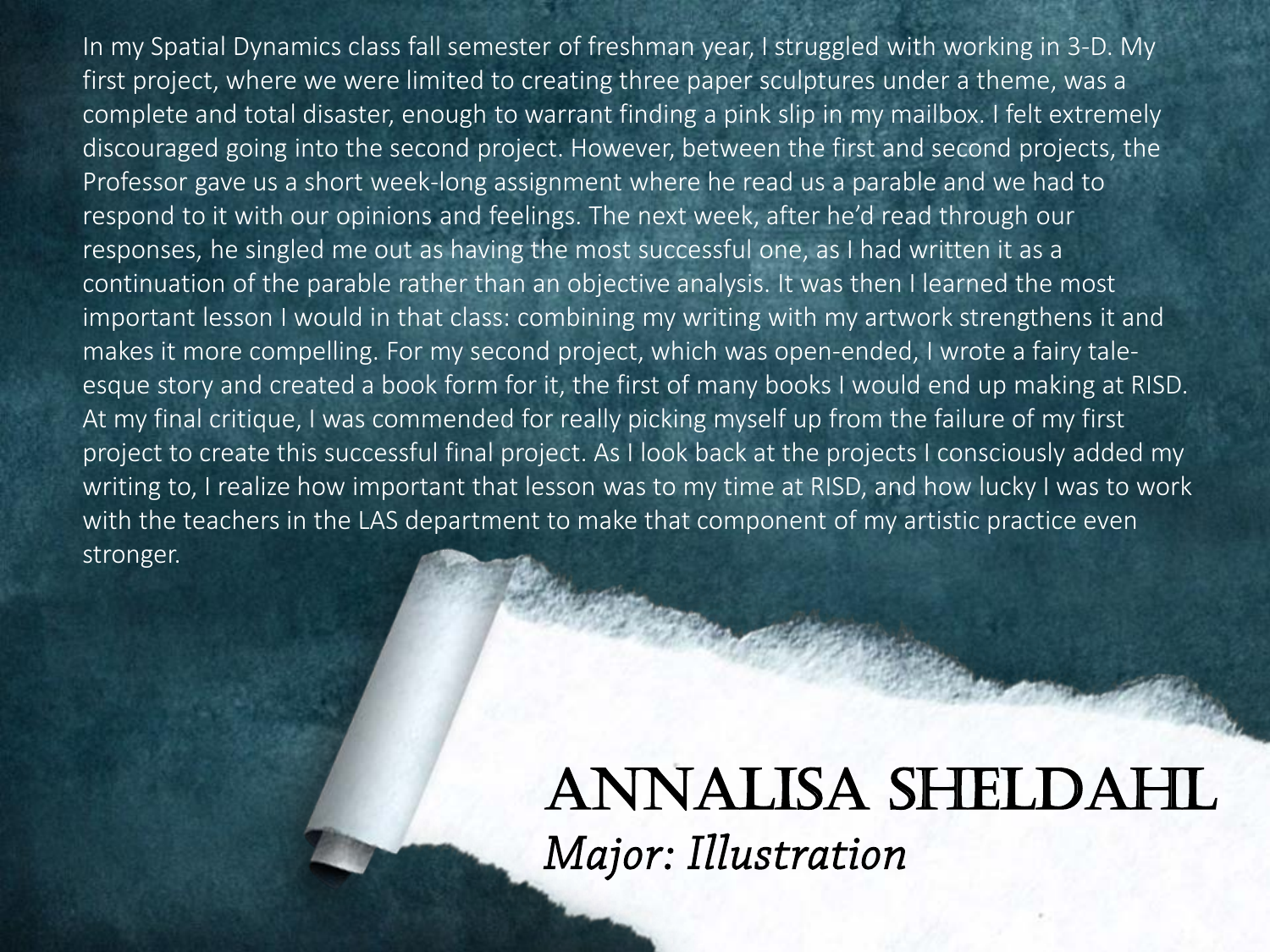In my Spatial Dynamics class fall semester of freshman year, I struggled with working in 3-D. My first project, where we were limited to creating three paper sculptures under a theme, was a complete and total disaster, enough to warrant finding a pink slip in my mailbox. I felt extremely discouraged going into the second project. However, between the first and second projects, the Professor gave us a short week-long assignment where he read us a parable and we had to respond to it with our opinions and feelings. The next week, after he'd read through our responses, he singled me out as having the most successful one, as I had written it as a continuation of the parable rather than an objective analysis. It was then I learned the most important lesson I would in that class: combining my writing with my artwork strengthens it and makes it more compelling. For my second project, which was open-ended, I wrote a fairy tale-esque story and created a book form for it, the first of many books I would end up making at RISD. At my final critique, I was commended for really picking myself up from the failure of my first project to create this successful final project. As I look back at the projects I consciously added my writing to, I realize how important that lesson was to my time at RISD, and how lucky I was to work with the teachers in the LAS department to make that component of my artistic practice even stronger.

## Annalisa Sheldahl

*Major: Illustration*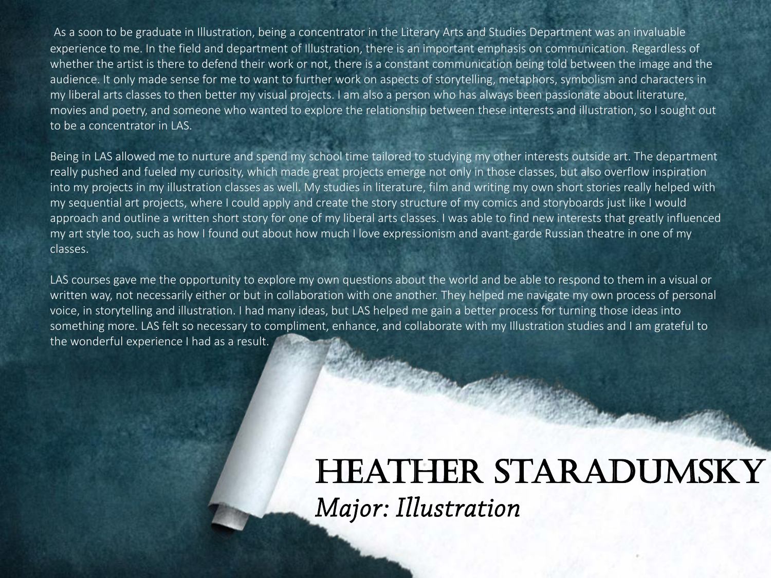As a soon to be graduate in Illustration, being a concentrator in the Literary Arts and Studies Department was an invaluable experience to me. In the field and department of Illustration, there is an important emphasis on communication. Regardless of whether the artist is there to defend their work or not, there is a constant communication being told between the image and the audience. It only made sense for me to want to further work on aspects of storytelling, metaphors, symbolism and characters in my liberal arts classes to then better my visual projects. I am also a person who has always been passionate about literature, movies and poetry, and someone who wanted to explore the relationship between these interests and illustration, so I sought out to be a concentrator in LAS.

Being in LAS allowed me to nurture and spend my school time tailored to studying my other interests outside art. The department really pushed and fueled my curiosity, which made great projects emerge not only in those classes, but also overflow inspiration into my projects in my illustration classes as well. My studies in literature, film and writing my own short stories really helped with my sequential art projects, where I could apply and create the story structure of my comics and storyboards just like I would approach and outline a written short story for one of my liberal arts classes. I was able to find new interests that greatly influenced my art style too, such as how I found out about how much I love expressionism and avant-garde Russian theatre in one of my classes.

LAS courses gave me the opportunity to explore my own questions about the world and be able to respond to them in a visual or written way, not necessarily either or but in collaboration with one another. They helped me navigate my own process of personal voice, in storytelling and illustration. I had many ideas, but LAS helped me gain a better process for turning those ideas into something more. LAS felt so necessary to compliment, enhance, and collaborate with my Illustration studies and I am grateful to the wonderful experience I had as a result.

# HEATHER STARADUMSKY

*Major: Illustration*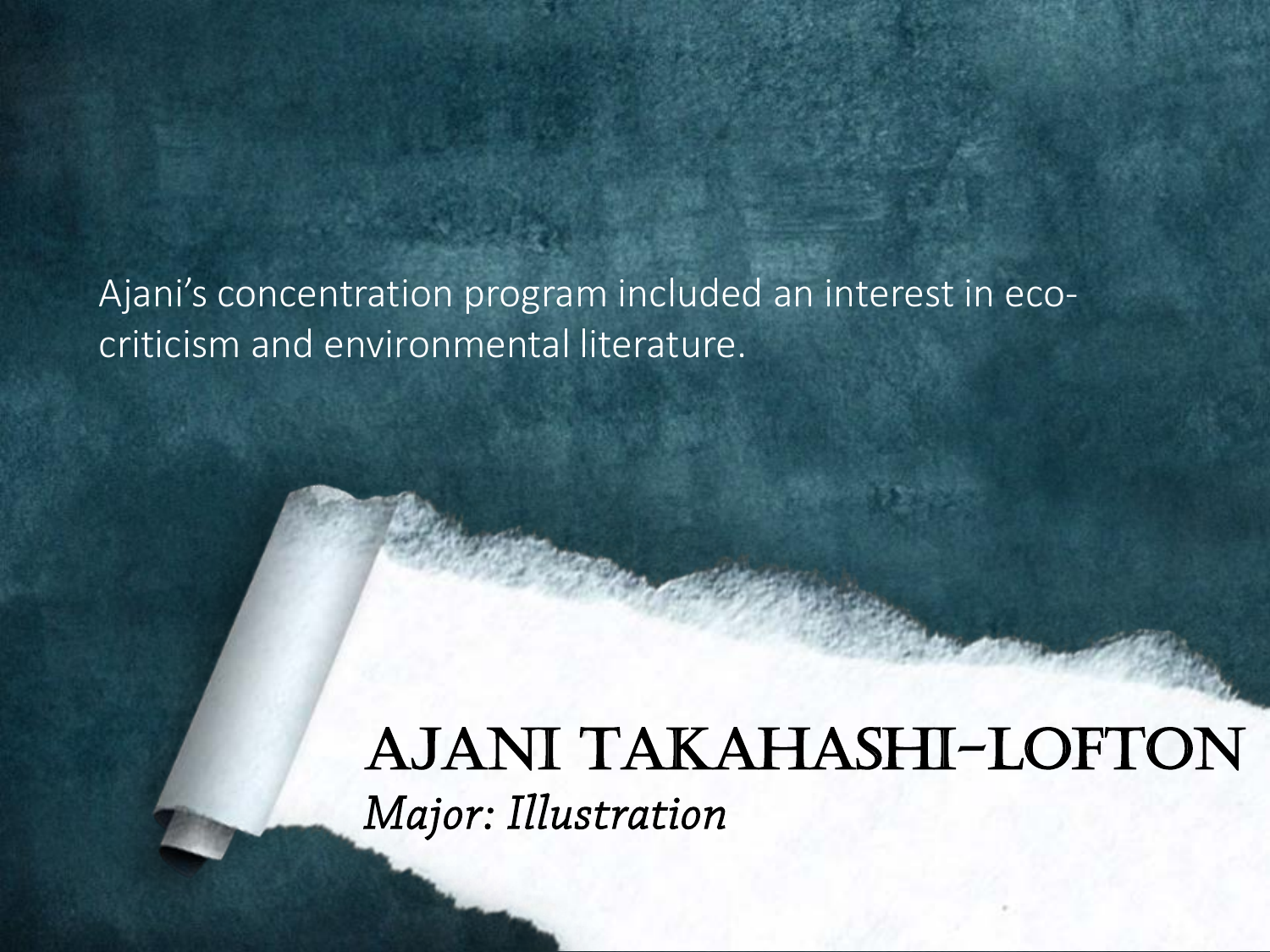Ajani's concentration program included an interest in eco-criticism and environmental literature.

# AJANI TAKAHASHI-LOFTON

*Major: Illustration*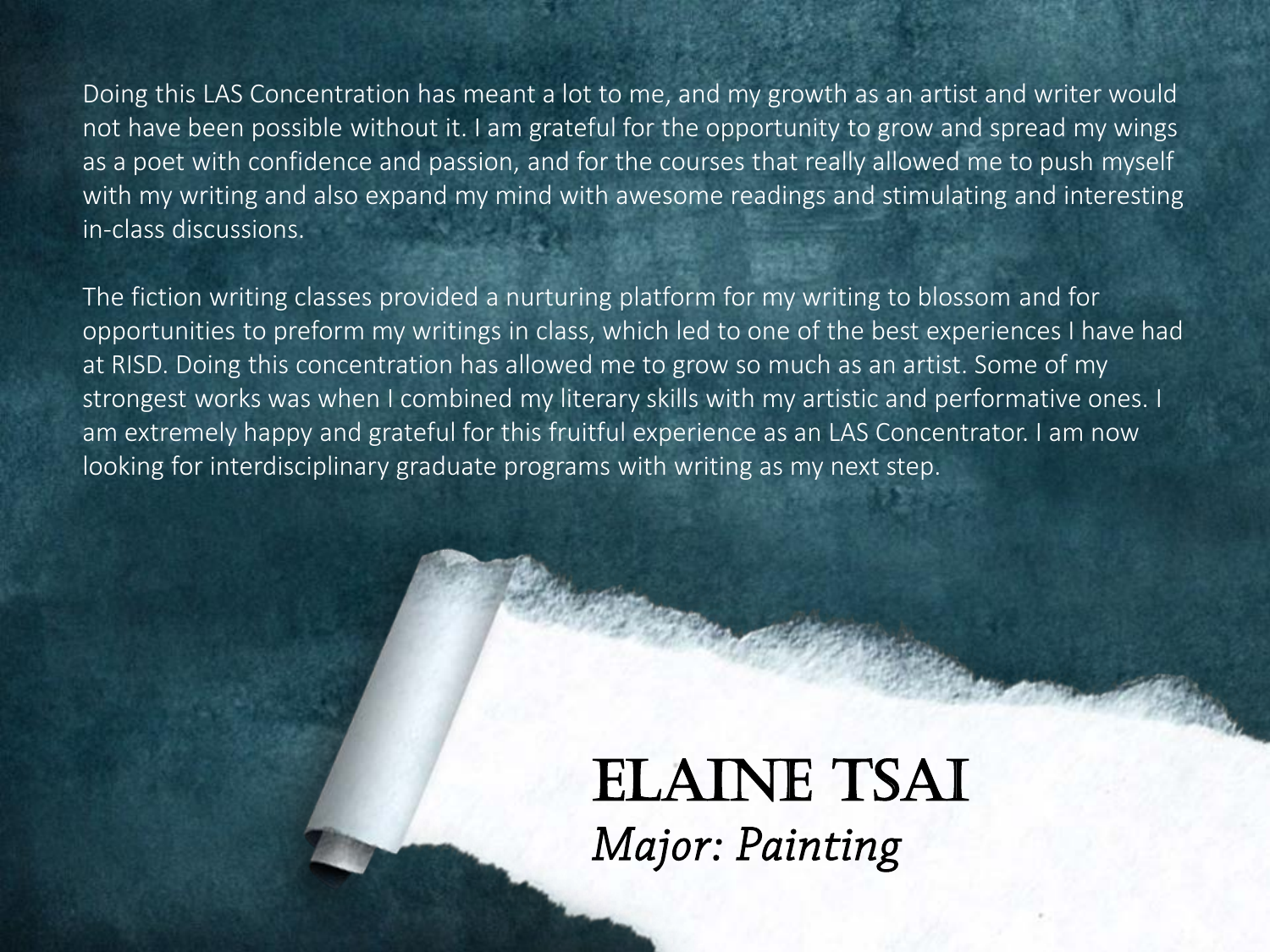Doing this LAS Concentration has meant a lot to me, and my growth as an artist and writer would not have been possible without it. I am grateful for the opportunity to grow and spread my wings as a poet with confidence and passion, and for the courses that really allowed me to push myself with my writing and also expand my mind with awesome readings and stimulating and interesting in-class discussions.

The fiction writing classes provided a nurturing platform for my writing to blossom and for opportunities to preform my writings in class, which led to one of the best experiences I have had at RISD. Doing this concentration has allowed me to grow so much as an artist. Some of my strongest works was when I combined my literary skills with my artistic and performative ones. I am extremely happy and grateful for this fruitful experience as an LAS Concentrator. I am now looking for interdisciplinary graduate programs with writing as my next step.

## Elaine Tsai

*Major: Painting*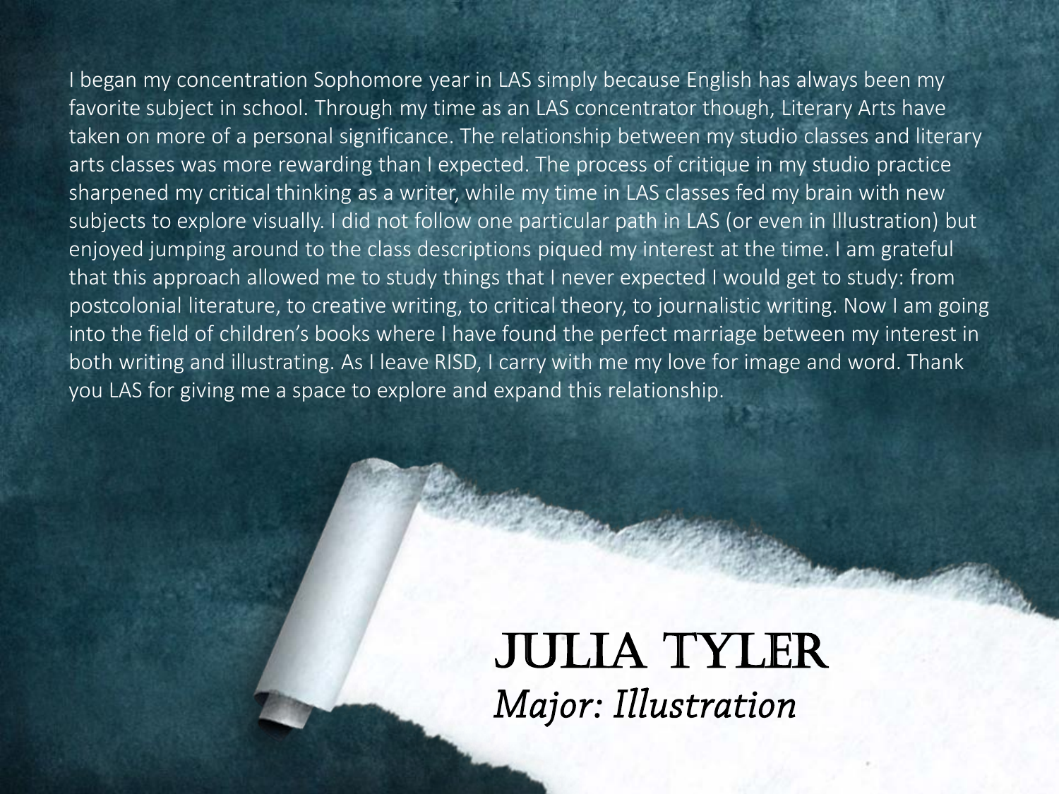I began my concentration Sophomore year in LAS simply because English has always been my favorite subject in school. Through my time as an LAS concentrator though, Literary Arts have taken on more of a personal significance. The relationship between my studio classes and literary arts classes was more rewarding than I expected. The process of critique in my studio practice sharpened my critical thinking as a writer, while my time in LAS classes fed my brain with new subjects to explore visually. I did not follow one particular path in LAS (or even in Illustration) but enjoyed jumping around to the class descriptions piqued my interest at the time. I am grateful that this approach allowed me to study things that I never expected I would get to study: from postcolonial literature, to creative writing, to critical theory, to journalistic writing. Now I am going into the field of children's books where I have found the perfect marriage between my interest in both writing and illustrating. As I leave RISD, I carry with me my love for image and word. Thank you LAS for giving me a space to explore and expand this relationship.

## JULIA TYLER

*Major: Illustration*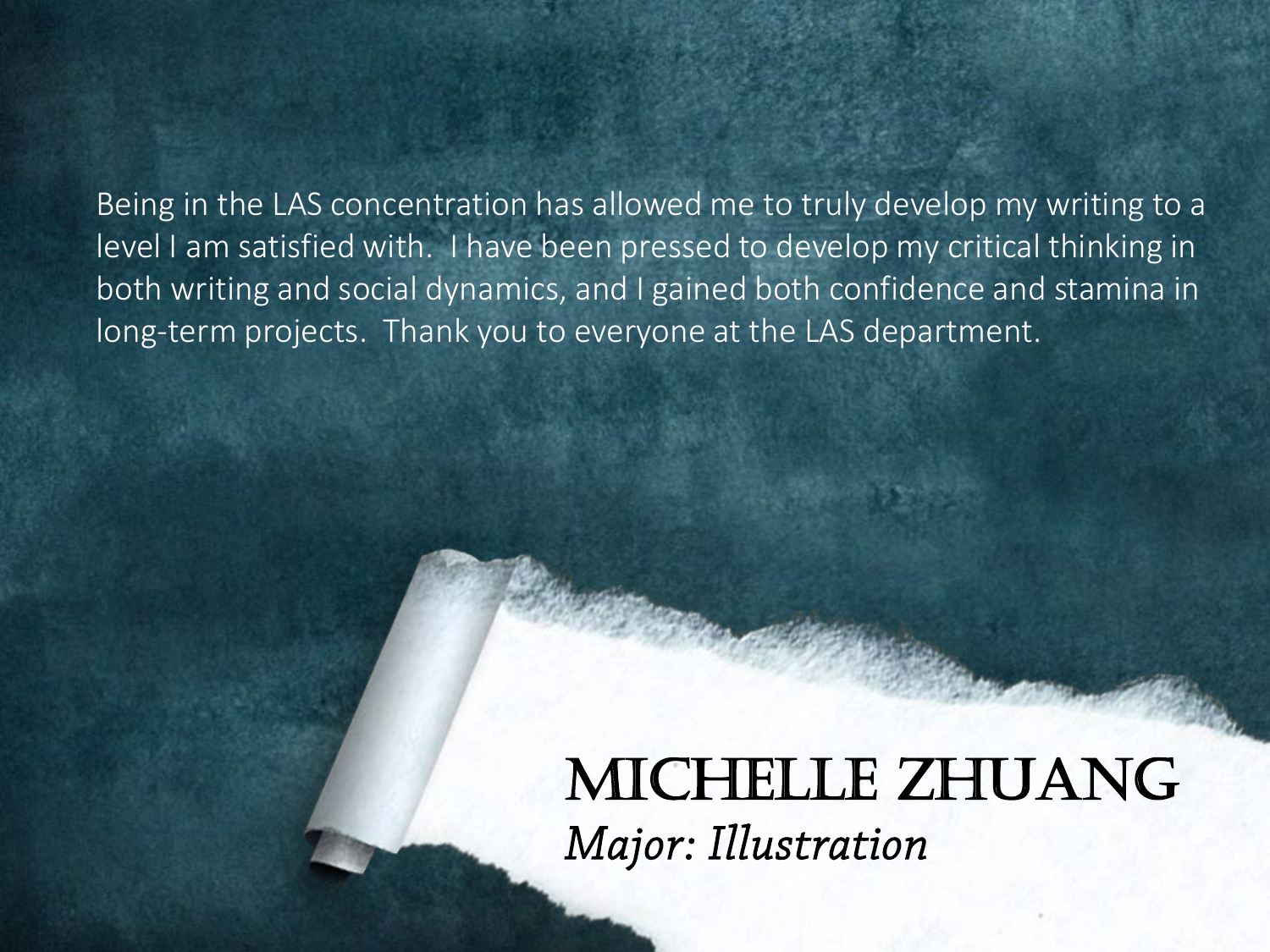Being in the LAS concentration has allowed me to truly develop my writing to a level I am satisfied with. I have been pressed to develop my critical thinking in both writing and social dynamics, and I gained both confidence and stamina in long-term projects. Thank you to everyone at the LAS department.

## MICHELLE ZHUANG

*Major: Illustration*